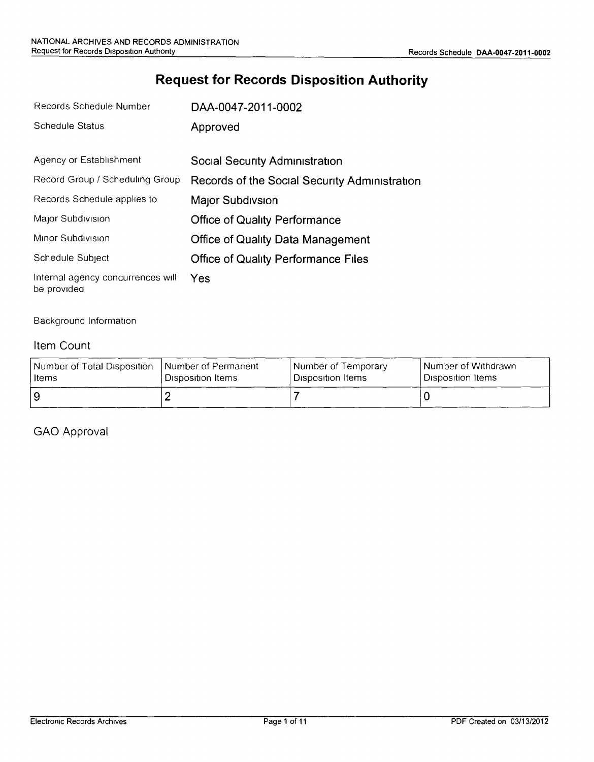# Request for Records Disposition Authority

| | |
|---|---|
| Records Schedule Number | DAA-0047-2011-0002 |
| Schedule Status | Approved |
| Agency or Establishment | Social Security Administration |
| Record Group / Scheduling Group | Records of the Social Security Administration |
| Records Schedule applies to | Major Subdivsion |
| Major Subdivision | Office of Quality Performance |
| Minor Subdivision | Office of Quality Data Management |
| Schedule Subject | Office of Quality Performance Files |
| Internal agency concurrences will be provided | Yes |

Background Information

## Item Count

| Number of Total Disposition Items | Number of Permanent Disposition Items | Number of Temporary Disposition Items | Number of Withdrawn Disposition Items |
|---|---|---|---|
| 9 | 2 | 7 | 0 |

## GAO Approval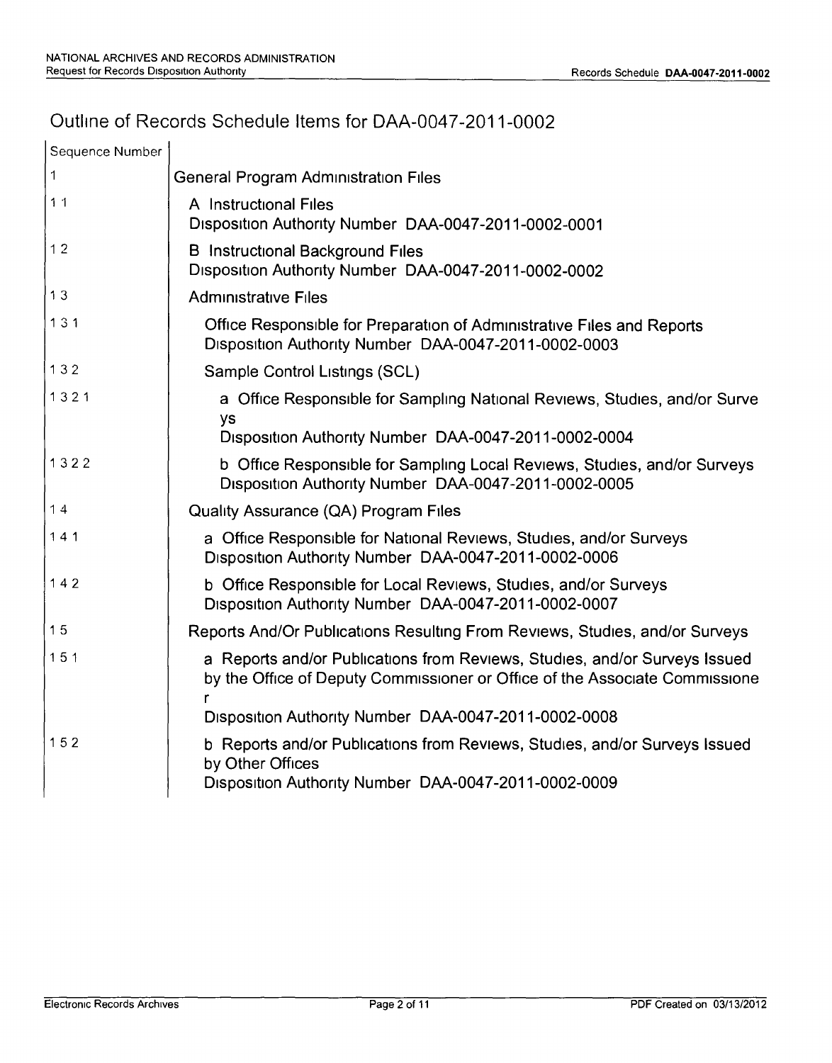# Outline of Records Schedule Items for DAA-0047-2011-0002

| Sequence Number | |
|---|---|
| 1 | General Program Administration Files |
| 1 1 | A Instructional Files<br>Disposition Authority Number DAA-0047-2011-0002-0001 |
| 1 2 | B Instructional Background Files<br>Disposition Authority Number DAA-0047-2011-0002-0002 |
| 1 3 | Administrative Files |
| 1 3 1 | Office Responsible for Preparation of Administrative Files and Reports<br>Disposition Authority Number DAA-0047-2011-0002-0003 |
| 1 3 2 | Sample Control Listings (SCL) |
| 1 3 2 1 | a Office Responsible for Sampling National Reviews, Studies, and/or Surveys<br>Disposition Authority Number DAA-0047-2011-0002-0004 |
| 1 3 2 2 | b Office Responsible for Sampling Local Reviews, Studies, and/or Surveys<br>Disposition Authority Number DAA-0047-2011-0002-0005 |
| 1 4 | Quality Assurance (QA) Program Files |
| 1 4 1 | a Office Responsible for National Reviews, Studies, and/or Surveys<br>Disposition Authority Number DAA-0047-2011-0002-0006 |
| 1 4 2 | b Office Responsible for Local Reviews, Studies, and/or Surveys<br>Disposition Authority Number DAA-0047-2011-0002-0007 |
| 1 5 | Reports And/Or Publications Resulting From Reviews, Studies, and/or Surveys |
| 1 5 1 | a Reports and/or Publications from Reviews, Studies, and/or Surveys Issued by the Office of Deputy Commissioner or Office of the Associate Commissioner<br>Disposition Authority Number DAA-0047-2011-0002-0008 |
| 1 5 2 | b Reports and/or Publications from Reviews, Studies, and/or Surveys Issued by Other Offices<br>Disposition Authority Number DAA-0047-2011-0002-0009 |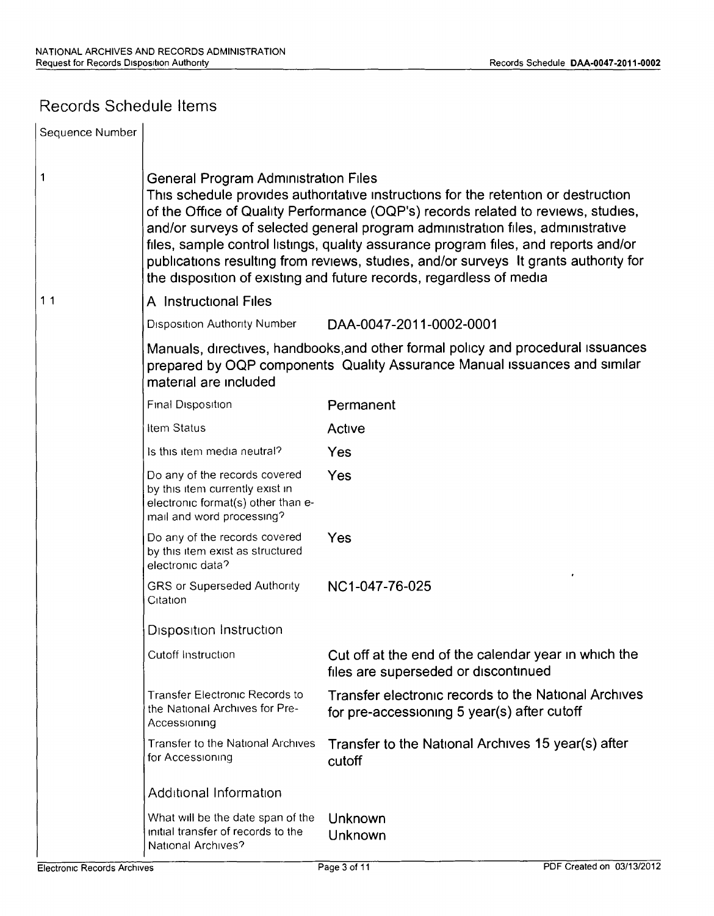## Records Schedule Items

| Sequence Number | | |
|---|---|---|
| 1 | **General Program Administration Files**<br>This schedule provides authoritative instructions for the retention or destruction of the Office of Quality Performance (OQP's) records related to reviews, studies, and/or surveys of selected general program administration files, administrative files, sample control listings, quality assurance program files, and reports and/or publications resulting from reviews, studies, and/or surveys It grants authority for the disposition of existing and future records, regardless of media | |
| 1 1 | **A Instructional Files** | |
| | Disposition Authority Number | DAA-0047-2011-0002-0001 |
| | Manuals, directives, handbooks,and other formal policy and procedural issuances prepared by OQP components Quality Assurance Manual issuances and similar material are included | |
| | Final Disposition | Permanent |
| | Item Status | Active |
| | Is this item media neutral? | Yes |
| | Do any of the records covered by this item currently exist in electronic format(s) other than e-mail and word processing? | Yes |
| | Do any of the records covered by this item exist as structured electronic data? | Yes |
| | GRS or Superseded Authority Citation | NC1-047-76-025 |
| | **Disposition Instruction** | |
| | Cutoff Instruction | Cut off at the end of the calendar year in which the files are superseded or discontinued |
| | Transfer Electronic Records to the National Archives for Pre-Accessioning | Transfer electronic records to the National Archives for pre-accessioning 5 year(s) after cutoff |
| | Transfer to the National Archives for Accessioning | Transfer to the National Archives 15 year(s) after cutoff |
| | **Additional Information** | |
| | What will be the date span of the initial transfer of records to the National Archives? | Unknown<br>Unknown |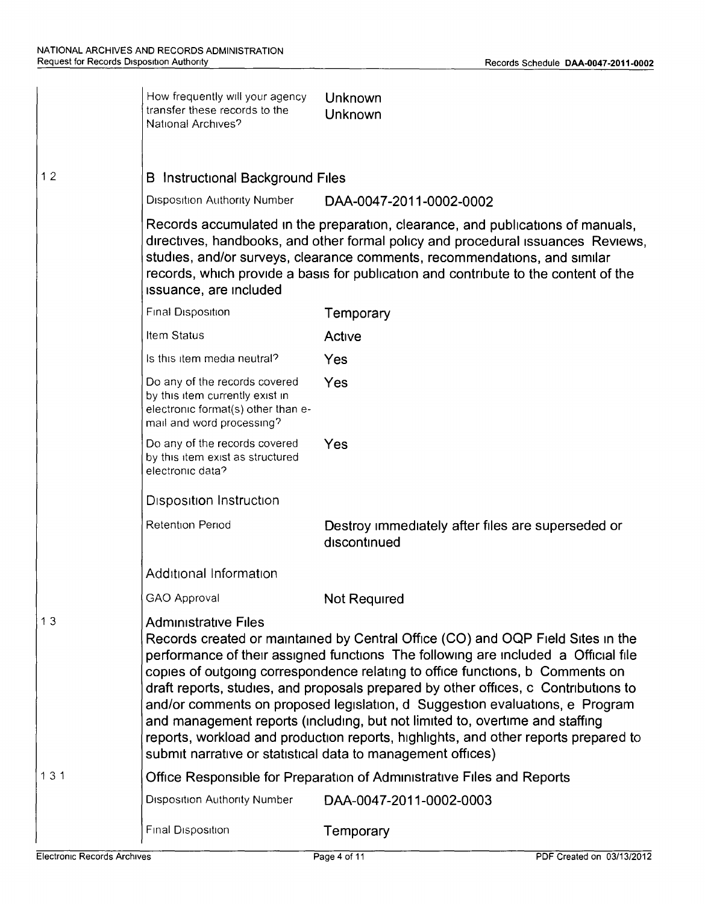| | | |
|---|---|---|
| | How frequently will your agency transfer these records to the National Archives? | Unknown<br>Unknown |

**1 2** **B Instructional Background Files**

| | |
|---|---|
| Disposition Authority Number | DAA-0047-2011-0002-0002 |

Records accumulated in the preparation, clearance, and publications of manuals, directives, handbooks, and other formal policy and procedural issuances Reviews, studies, and/or surveys, clearance comments, recommendations, and similar records, which provide a basis for publication and contribute to the content of the issuance, are included

| | |
|---|---|
| Final Disposition | Temporary |
| Item Status | Active |
| Is this item media neutral? | Yes |
| Do any of the records covered by this item currently exist in electronic format(s) other than e-mail and word processing? | Yes |
| Do any of the records covered by this item exist as structured electronic data? | Yes |

Disposition Instruction

| | |
|---|---|
| Retention Period | Destroy immediately after files are superseded or discontinued |

Additional Information

| | |
|---|---|
| GAO Approval | Not Required |

**1 3** **Administrative Files**

Records created or maintained by Central Office (CO) and OQP Field Sites in the performance of their assigned functions The following are included a Official file copies of outgoing correspondence relating to office functions, b Comments on draft reports, studies, and proposals prepared by other offices, c Contributions to and/or comments on proposed legislation, d Suggestion evaluations, e Program and management reports (including, but not limited to, overtime and staffing reports, workload and production reports, highlights, and other reports prepared to submit narrative or statistical data to management offices)

**1 3 1** **Office Responsible for Preparation of Administrative Files and Reports**

| | |
|---|---|
| Disposition Authority Number | DAA-0047-2011-0002-0003 |
| Final Disposition | Temporary |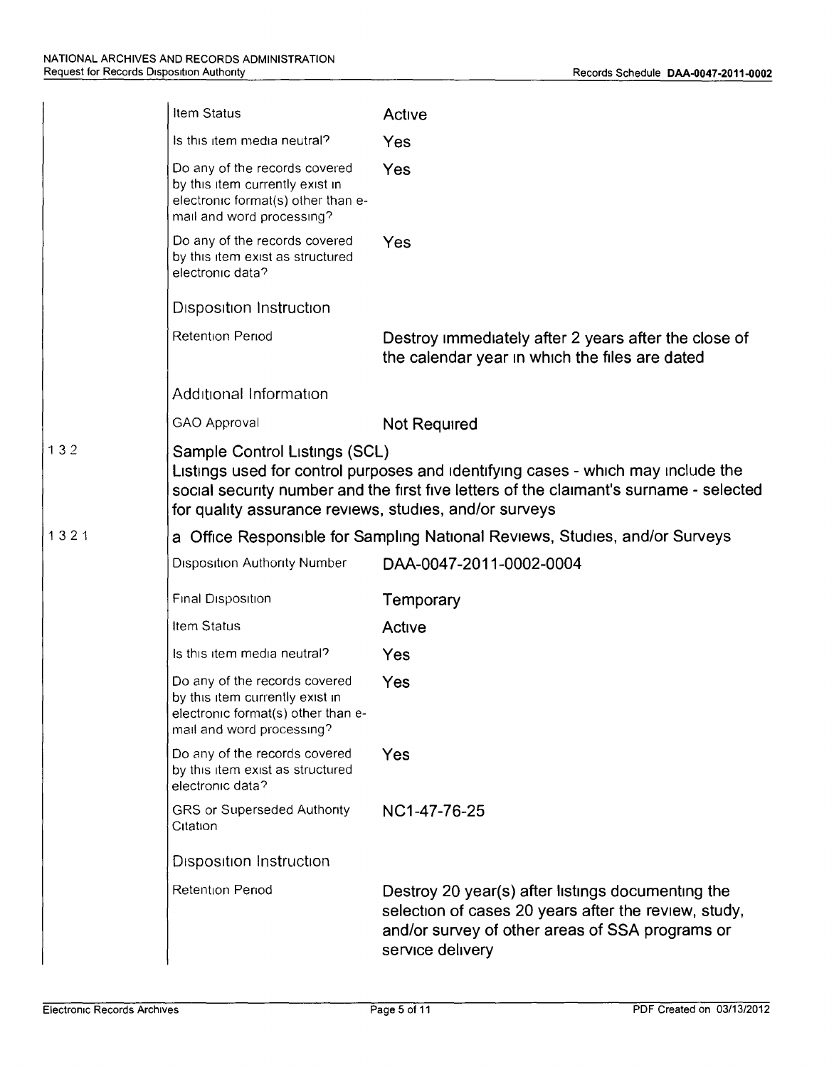| | | |
|---|---|---|
| | Item Status | Active |
| | Is this item media neutral? | Yes |
| | Do any of the records covered by this item currently exist in electronic format(s) other than e-mail and word processing? | Yes |
| | Do any of the records covered by this item exist as structured electronic data? | Yes |
| | **Disposition Instruction** | |
| | Retention Period | Destroy immediately after 2 years after the close of the calendar year in which the files are dated |
| | **Additional Information** | |
| | GAO Approval | Not Required |
| 1 3 2 | **Sample Control Listings (SCL)**<br>Listings used for control purposes and identifying cases - which may include the social security number and the first five letters of the claimant's surname - selected for quality assurance reviews, studies, and/or surveys | |
| 1 3 2 1 | **a Office Responsible for Sampling National Reviews, Studies, and/or Surveys** | |
| | Disposition Authority Number | DAA-0047-2011-0002-0004 |
| | Final Disposition | Temporary |
| | Item Status | Active |
| | Is this item media neutral? | Yes |
| | Do any of the records covered by this item currently exist in electronic format(s) other than e-mail and word processing? | Yes |
| | Do any of the records covered by this item exist as structured electronic data? | Yes |
| | GRS or Superseded Authority Citation | NC1-47-76-25 |
| | **Disposition Instruction** | |
| | Retention Period | Destroy 20 year(s) after listings documenting the selection of cases 20 years after the review, study, and/or survey of other areas of SSA programs or service delivery |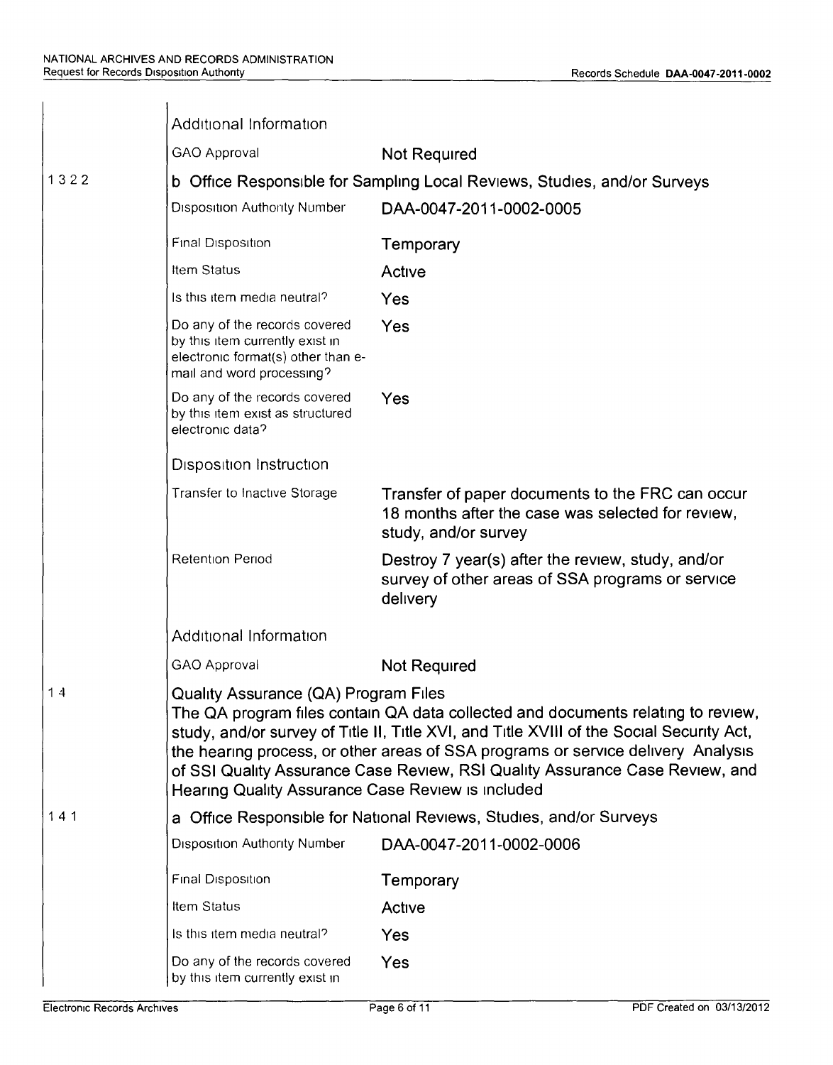| | | |
|---|---|---|
| | **Additional Information** | |
| | GAO Approval | Not Required |
| 1 3 2 2 | **b Office Responsible for Sampling Local Reviews, Studies, and/or Surveys** | |
| | Disposition Authority Number | DAA-0047-2011-0002-0005 |
| | Final Disposition | Temporary |
| | Item Status | Active |
| | Is this item media neutral? | Yes |
| | Do any of the records covered by this item currently exist in electronic format(s) other than e-mail and word processing? | Yes |
| | Do any of the records covered by this item exist as structured electronic data? | Yes |
| | **Disposition Instruction** | |
| | Transfer to Inactive Storage | Transfer of paper documents to the FRC can occur 18 months after the case was selected for review, study, and/or survey |
| | Retention Period | Destroy 7 year(s) after the review, study, and/or survey of other areas of SSA programs or service delivery |
| | **Additional Information** | |
| | GAO Approval | Not Required |
| 1 4 | **Quality Assurance (QA) Program Files** The QA program files contain QA data collected and documents relating to review, study, and/or survey of Title II, Title XVI, and Title XVIII of the Social Security Act, the hearing process, or other areas of SSA programs or service delivery Analysis of SSI Quality Assurance Case Review, RSI Quality Assurance Case Review, and Hearing Quality Assurance Case Review is included | |
| 1 4 1 | **a Office Responsible for National Reviews, Studies, and/or Surveys** | |
| | Disposition Authority Number | DAA-0047-2011-0002-0006 |
| | Final Disposition | Temporary |
| | Item Status | Active |
| | Is this item media neutral? | Yes |
| | Do any of the records covered by this item currently exist in | Yes |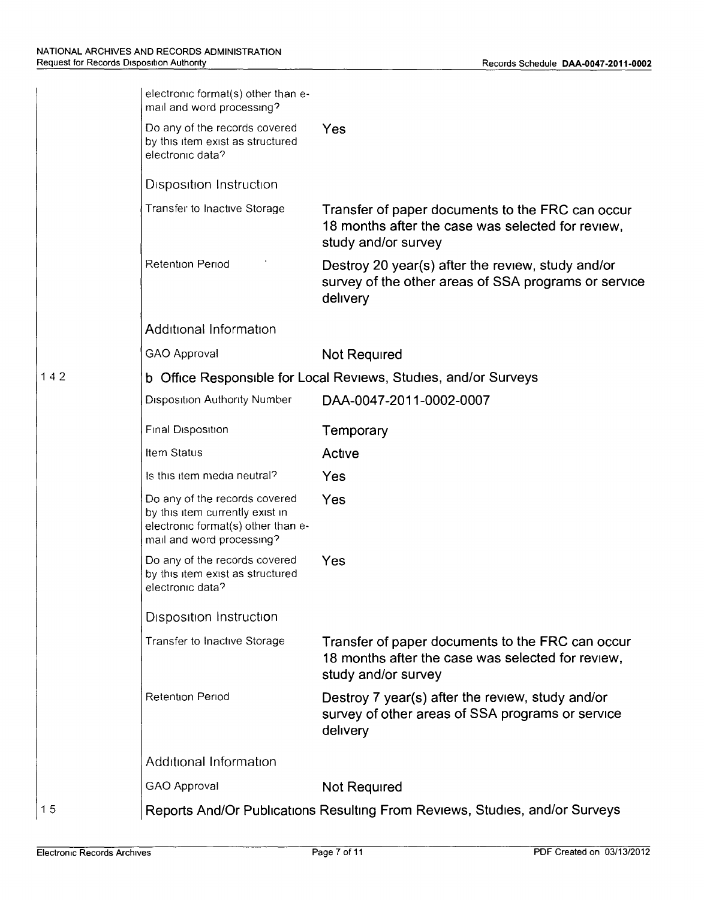| | | |
|---|---|---|
| | electronic format(s) other than e-mail and word processing? | |
| | Do any of the records covered by this item exist as structured electronic data? | Yes |
| | **Disposition Instruction** | |
| | Transfer to Inactive Storage | Transfer of paper documents to the FRC can occur 18 months after the case was selected for review, study and/or survey |
| | Retention Period | Destroy 20 year(s) after the review, study and/or survey of the other areas of SSA programs or service delivery |
| | **Additional Information** | |
| | GAO Approval | Not Required |
| 1.4.2 | **b Office Responsible for Local Reviews, Studies, and/or Surveys** | |
| | Disposition Authority Number | DAA-0047-2011-0002-0007 |
| | Final Disposition | Temporary |
| | Item Status | Active |
| | Is this item media neutral? | Yes |
| | Do any of the records covered by this item currently exist in electronic format(s) other than e-mail and word processing? | Yes |
| | Do any of the records covered by this item exist as structured electronic data? | Yes |
| | **Disposition Instruction** | |
| | Transfer to Inactive Storage | Transfer of paper documents to the FRC can occur 18 months after the case was selected for review, study and/or survey |
| | Retention Period | Destroy 7 year(s) after the review, study and/or survey of other areas of SSA programs or service delivery |
| | **Additional Information** | |
| | GAO Approval | Not Required |
| 1.5 | **Reports And/Or Publications Resulting From Reviews, Studies, and/or Surveys** | |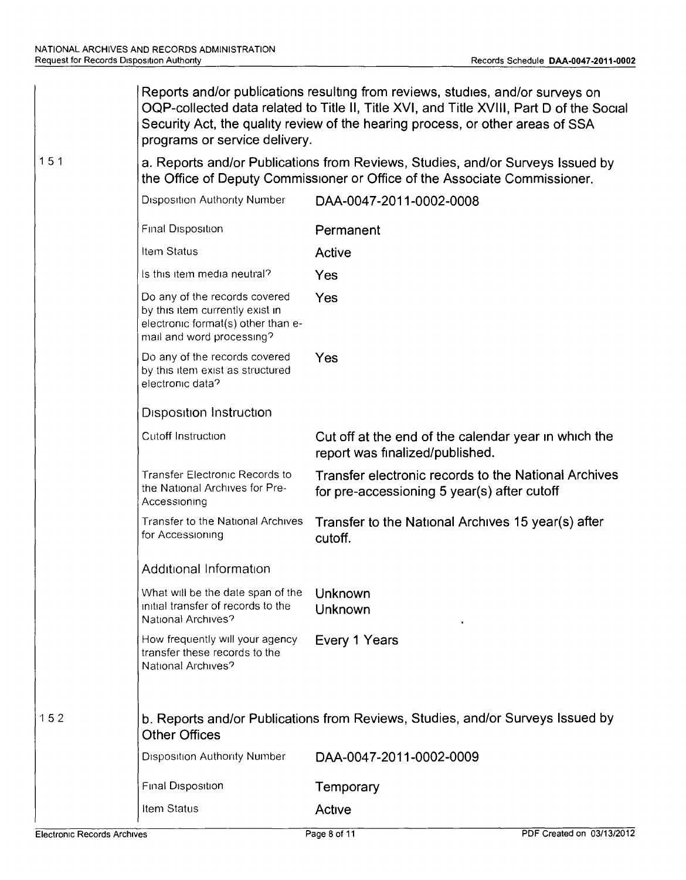Reports and/or publications resulting from reviews, studies, and/or surveys on OQP-collected data related to Title II, Title XVI, and Title XVIII, Part D of the Social Security Act, the quality review of the hearing process, or other areas of SSA programs or service delivery.

15.1

**a. Reports and/or Publications from Reviews, Studies, and/or Surveys Issued by the Office of Deputy Commissioner or Office of the Associate Commissioner.**

| | |
|---|---|
| Disposition Authority Number | DAA-0047-2011-0002-0008 |
| Final Disposition | Permanent |
| Item Status | Active |
| Is this item media neutral? | Yes |
| Do any of the records covered by this item currently exist in electronic format(s) other than e-mail and word processing? | Yes |
| Do any of the records covered by this item exist as structured electronic data? | Yes |

**Disposition Instruction**

| | |
|---|---|
| Cutoff Instruction | Cut off at the end of the calendar year in which the report was finalized/published. |
| Transfer Electronic Records to the National Archives for Pre-Accessioning | Transfer electronic records to the National Archives for pre-accessioning 5 year(s) after cutoff |
| Transfer to the National Archives for Accessioning | Transfer to the National Archives 15 year(s) after cutoff. |

**Additional Information**

| | |
|---|---|
| What will be the date span of the initial transfer of records to the National Archives? | Unknown<br>Unknown |
| How frequently will your agency transfer these records to the National Archives? | Every 1 Years |

15.2

**b. Reports and/or Publications from Reviews, Studies, and/or Surveys Issued by Other Offices**

| | |
|---|---|
| Disposition Authority Number | DAA-0047-2011-0002-0009 |
| Final Disposition | Temporary |
| Item Status | Active |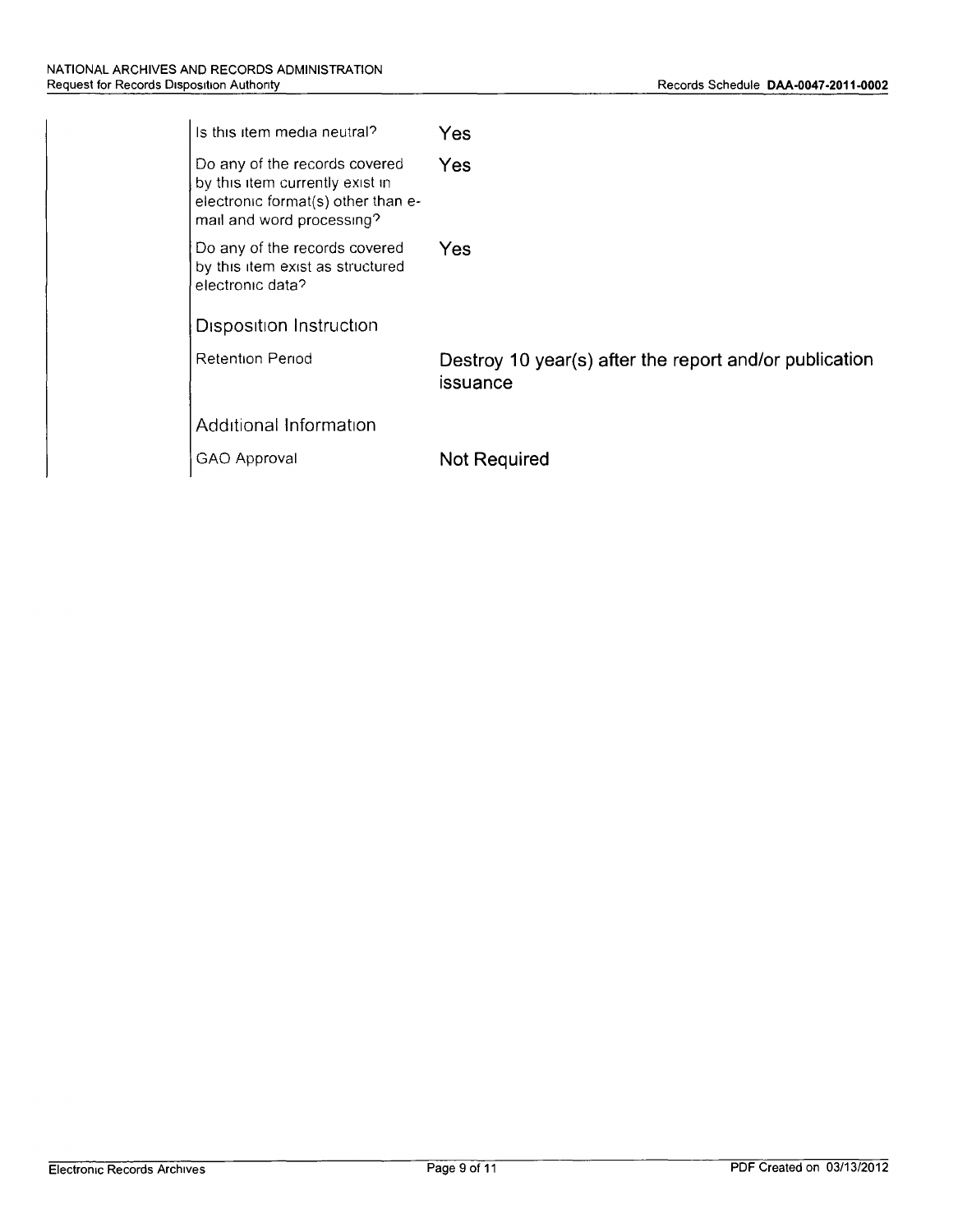| | |
|---|---|
| Is this item media neutral? | Yes |
| Do any of the records covered by this item currently exist in electronic format(s) other than e-mail and word processing? | Yes |
| Do any of the records covered by this item exist as structured electronic data? | Yes |

## Disposition Instruction

| | |
|---|---|
| Retention Period | Destroy 10 year(s) after the report and/or publication issuance |

## Additional Information

| | |
|---|---|
| GAO Approval | Not Required |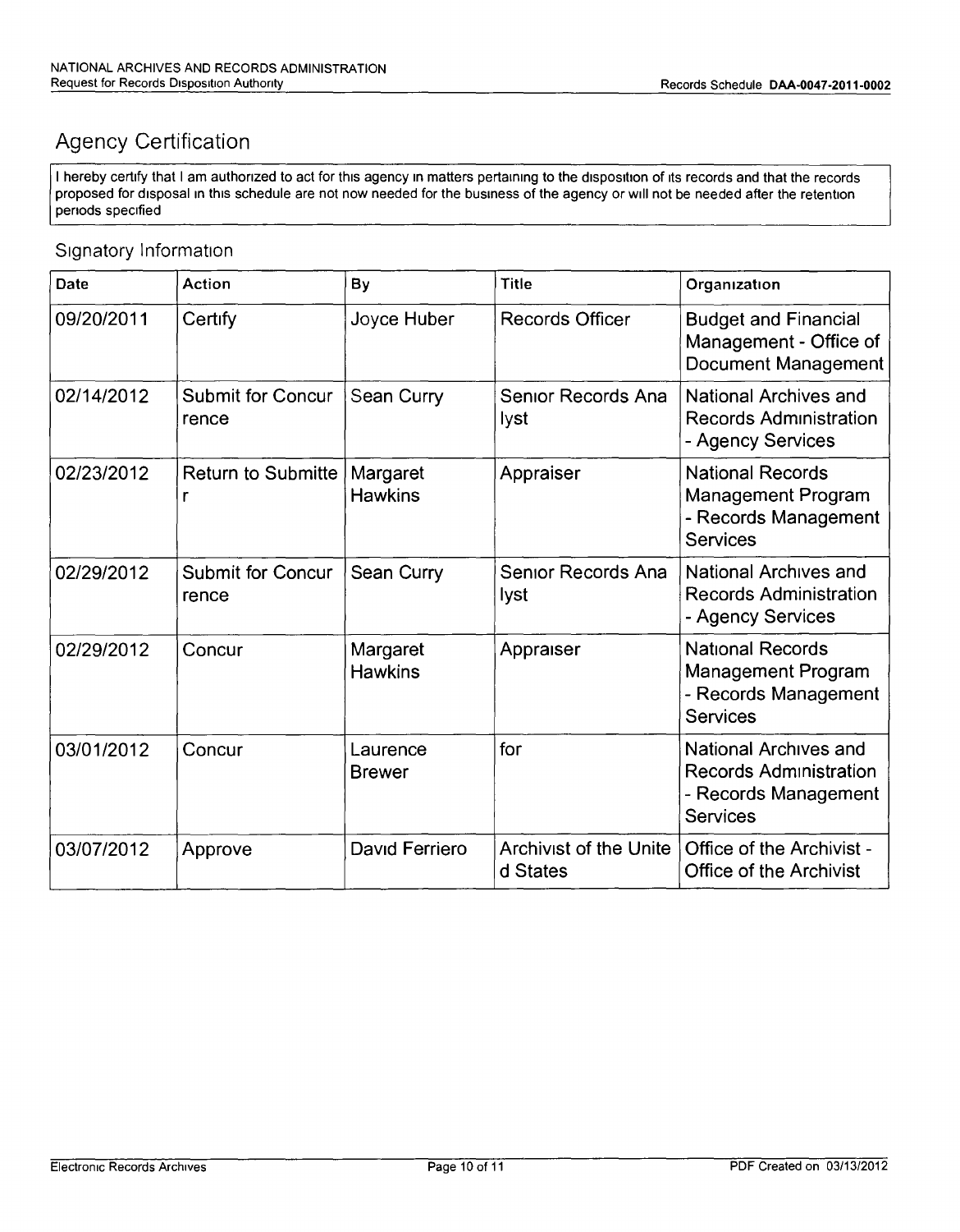## Agency Certification

I hereby certify that I am authorized to act for this agency in matters pertaining to the disposition of its records and that the records proposed for disposal in this schedule are not now needed for the business of the agency or will not be needed after the retention periods specified

### Signatory Information

| Date | Action | By | Title | Organization |
|---|---|---|---|---|
| 09/20/2011 | Certify | Joyce Huber | Records Officer | Budget and Financial Management - Office of Document Management |
| 02/14/2012 | Submit for Concurrence | Sean Curry | Senior Records Analyst | National Archives and Records Administration - Agency Services |
| 02/23/2012 | Return to Submitter | Margaret Hawkins | Appraiser | National Records Management Program - Records Management Services |
| 02/29/2012 | Submit for Concurrence | Sean Curry | Senior Records Analyst | National Archives and Records Administration - Agency Services |
| 02/29/2012 | Concur | Margaret Hawkins | Appraiser | National Records Management Program - Records Management Services |
| 03/01/2012 | Concur | Laurence Brewer | for | National Archives and Records Administration - Records Management Services |
| 03/07/2012 | Approve | David Ferriero | Archivist of the United States | Office of the Archivist - Office of the Archivist |